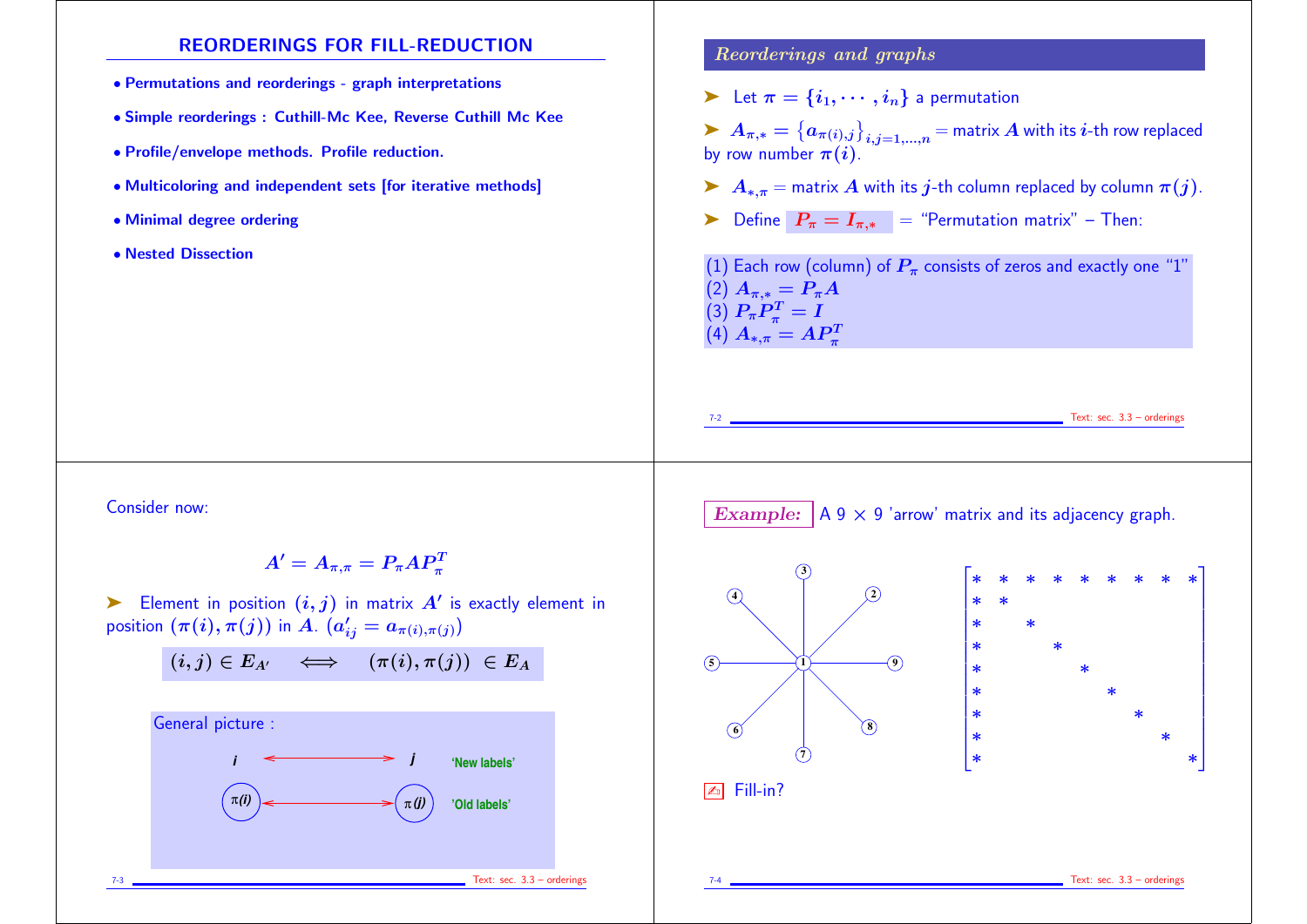# REORDERINGS FOR FILL-REDUCTION

- Permutations and reorderings - graph interpretations
- Simple reorderings : Cuthill-Mc Kee, Reverse Cuthill Mc Kee
- Profile/envelope methods. Profile reduction.
- Multicoloring and independent sets [for iterative methods]
- Minimal degree ordering
- Nested Dissection

## Reorderings and graphs

➤ Let $\pi = \{i_1, \cdots, i_n\}$ a permutation

➤ $A_{\pi,*} = \{a_{\pi(i),j}\}_{i,j=1,\ldots,n}$ = matrix $A$ with its $i$-th row replaced by row number $\pi(i)$.

➤ $A_{*,\pi}$ = matrix $A$ with its $j$-th column replaced by column $\pi(j)$.

➤ Define $P_\pi = I_{\pi,*}$ = "Permutation matrix" – Then:

(1) Each row (column) of $P_\pi$ consists of zeros and exactly one "1"
(2) $A_{\pi,*} = P_\pi A$
(3) $P_\pi P_\pi^T = I$
(4) $A_{*,\pi} = A P_\pi^T$

Consider now:

$$A' = A_{\pi,\pi} = P_\pi A P_\pi^T$$

➤ Element in position $(i,j)$ in matrix $A'$ is exactly element in position $(\pi(i), \pi(j))$ in $A$. ($a'_{ij} = a_{\pi(i),\pi(j)}$)

$$(i,j) \in E_{A'} \iff (\pi(i), \pi(j)) \in E_A$$

General picture :

$i \longleftrightarrow j$ 'New labels'

$\pi(i) \longleftrightarrow \pi(j)$ 'Old labels'

**Example:** A 9 × 9 'arrow' matrix and its adjacency graph.

$$\begin{bmatrix} * & * & * & * & * & * & * & * & * \\ * & * & & & & & & & \\ * & & * & & & & & & \\ * & & & * & & & & & \\ * & & & & * & & & & \\ * & & & & & * & & & \\ * & & & & & & * & & \\ * & & & & & & & * & \\ * & & & & & & & & * \end{bmatrix}$$

✍ Fill-in?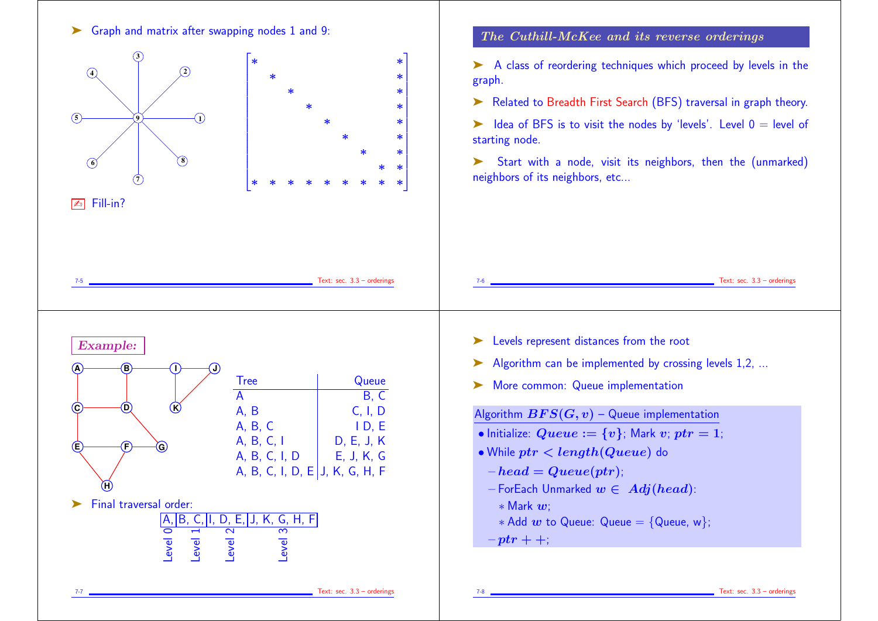➤ Graph and matrix after swapping nodes 1 and 9:

$$\begin{bmatrix} * & & & & & & & & * \\ & * & & & & & & & * \\ & & * & & & & & & * \\ & & & * & & & & & * \\ & & & & * & & & & * \\ & & & & & * & & & * \\ & & & & & & * & & * \\ & & & & & & & * & * \\ * & * & * & * & * & * & * & * & * \end{bmatrix}$$

Fill-in?

## *The Cuthill-McKee and its reverse orderings*

➤ A class of reordering techniques which proceed by levels in the graph.

➤ Related to Breadth First Search (BFS) traversal in graph theory.

➤ Idea of BFS is to visit the nodes by 'levels'. Level 0 = level of starting node.

➤ Start with a node, visit its neighbors, then the (unmarked) neighbors of its neighbors, etc...

***Example:***

| Tree | Queue |
|---|---|
| A | B, C |
| A, B | C, I, D |
| A, B, C | I D, E |
| A, B, C, I | D, E, J, K |
| A, B, C, I, D | E, J, K, G |
| A, B, C, I, D, E | J, K, G, H, F |

➤ Final traversal order:

| A, | B, C, | I, D, E, | J, K, G, H, F |
|---|---|---|---|
| Level 0 | Level 1 | Level 2 | Level 3 |

➤ Levels represent distances from the root

➤ Algorithm can be implemented by crossing levels 1,2, ...

➤ More common: Queue implementation

Algorithm $BFS(G, v)$ – Queue implementation

- Initialize: $Queue := \{v\}$; Mark $v$; $ptr = 1$;
- While $ptr < length(Queue)$ do
  - $head = Queue(ptr)$;
  - ForEach Unmarked $w \in Adj(head)$:
    - Mark $w$;
    - Add $w$ to Queue: Queue = {Queue, w};
  - $ptr{+}{+}$;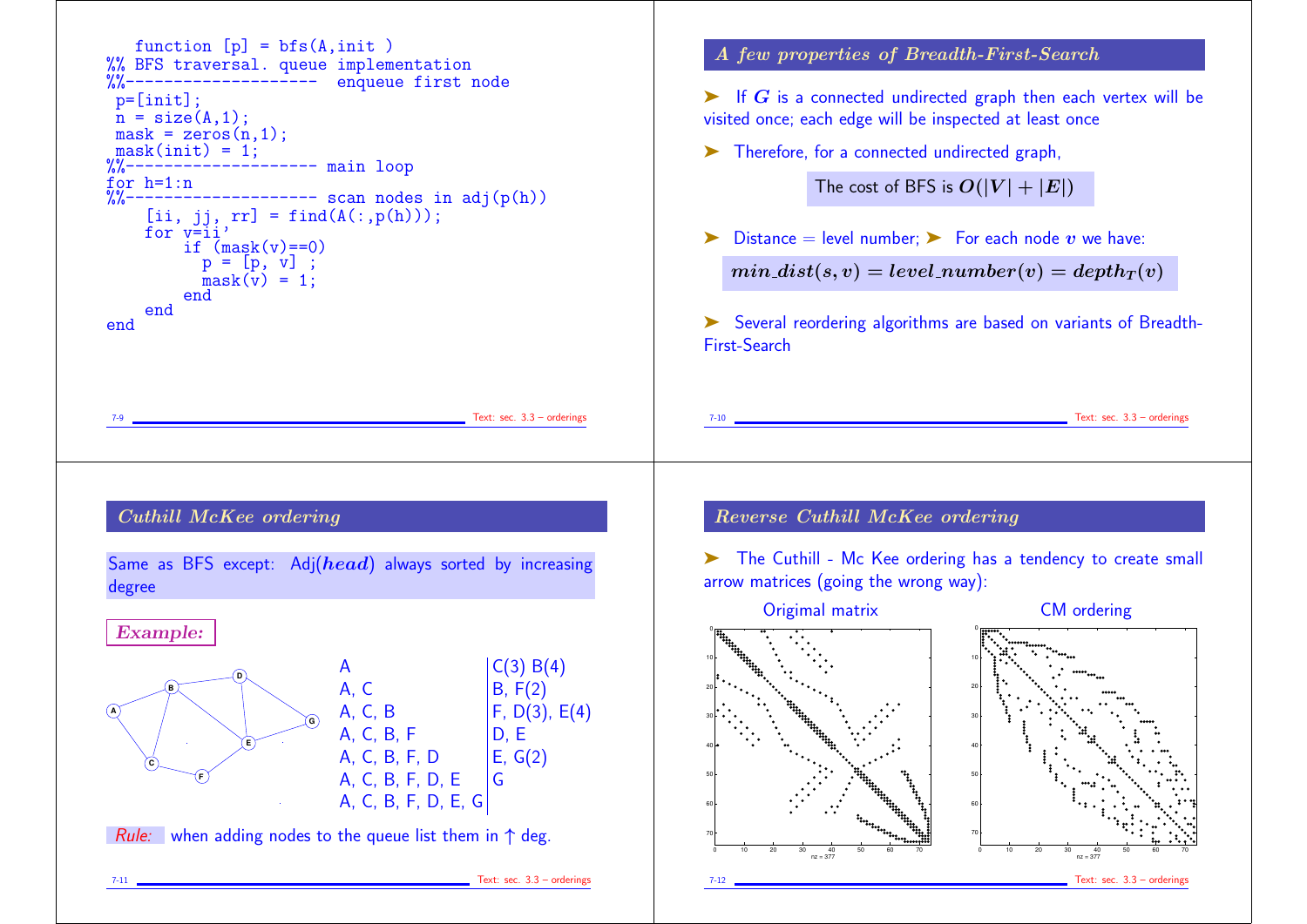```
function [p] = bfs(A,init )
%% BFS traversal. queue implementation
%%--------------------  enqueue first node
 p=[init];
 n = size(A,1);
 mask = zeros(n,1);
 mask(init) = 1;
%%-------------------- main loop
for h=1:n
%%-------------------- scan nodes in adj(p(h))
    [ii, jj, rr] = find(A(:,p(h)));
    for v=ii'
        if (mask(v)==0)
          p = [p, v] ;
          mask(v) = 1;
        end
    end
end
```

## A few properties of Breadth-First-Search

- If $G$ is a connected undirected graph then each vertex will be visited once; each edge will be inspected at least once
- Therefore, for a connected undirected graph,

  The cost of BFS is $O(|V| + |E|)$

- Distance = level number; ➤ For each node $v$ we have:

  $min\_dist(s, v) = level\_number(v) = depth_T(v)$

- Several reordering algorithms are based on variants of Breadth-First-Search

## Cuthill McKee ordering

Same as BFS except: Adj($head$) always sorted by increasing degree

**Example:**

| | |
|---|---|
| A | C(3) B(4) |
| A, C | B, F(2) |
| A, C, B | F, D(3), E(4) |
| A, C, B, F | D, E |
| A, C, B, F, D | E, G(2) |
| A, C, B, F, D, E | G |
| A, C, B, F, D, E, G | |

*Rule:* when adding nodes to the queue list them in ↑ deg.

## Reverse Cuthill McKee ordering

- The Cuthill - Mc Kee ordering has a tendency to create small arrow matrices (going the wrong way):

Origimal matrix — CM ordering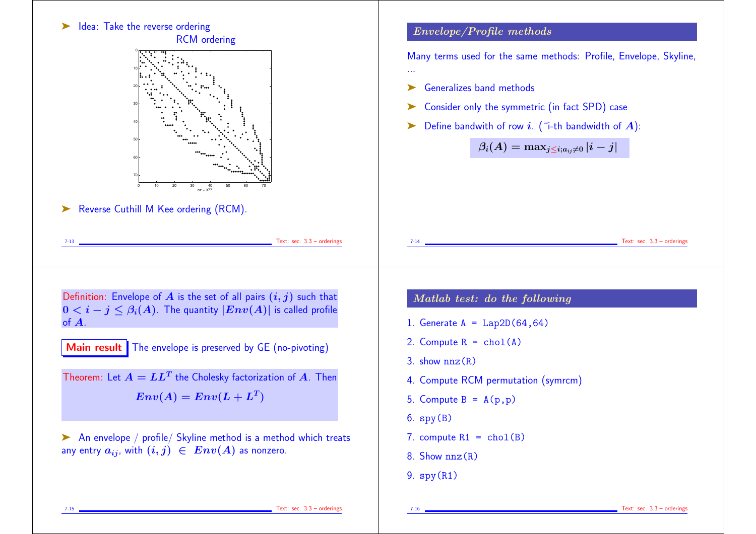➤ Idea: Take the reverse ordering

RCM ordering

➤ Reverse Cuthill M Kee ordering (RCM).

## *Envelope/Profile methods*

Many terms used for the same methods: Profile, Envelope, Skyline, ...

➤ Generalizes band methods

➤ Consider only the symmetric (in fact SPD) case

➤ Define bandwith of row $i$. ("i-th bandwidth of $A$):

$$\beta_i(A) = \max_{j \le i; a_{ij} \neq 0} |i - j|$$

Definition: Envelope of $A$ is the set of all pairs $(i, j)$ such that $0 < i - j \le \beta_i(A)$. The quantity $|Env(A)|$ is called profile of $A$.

**Main result** The envelope is preserved by GE (no-pivoting)

Theorem: Let $A = LL^T$ the Cholesky factorization of $A$. Then

$$Env(A) = Env(L + L^T)$$

➤ An envelope / profile/ Skyline method is a method which treats any entry $a_{ij}$, with $(i, j) \in Env(A)$ as nonzero.

## *Matlab test: do the following*

1. Generate `A = Lap2D(64,64)`
2. Compute `R = chol(A)`
3. show `nnz(R)`
4. Compute RCM permutation (`symrcm`)
5. Compute `B = A(p,p)`
6. `spy(B)`
7. compute `R1 = chol(B)`
8. Show `nnz(R)`
9. `spy(R1)`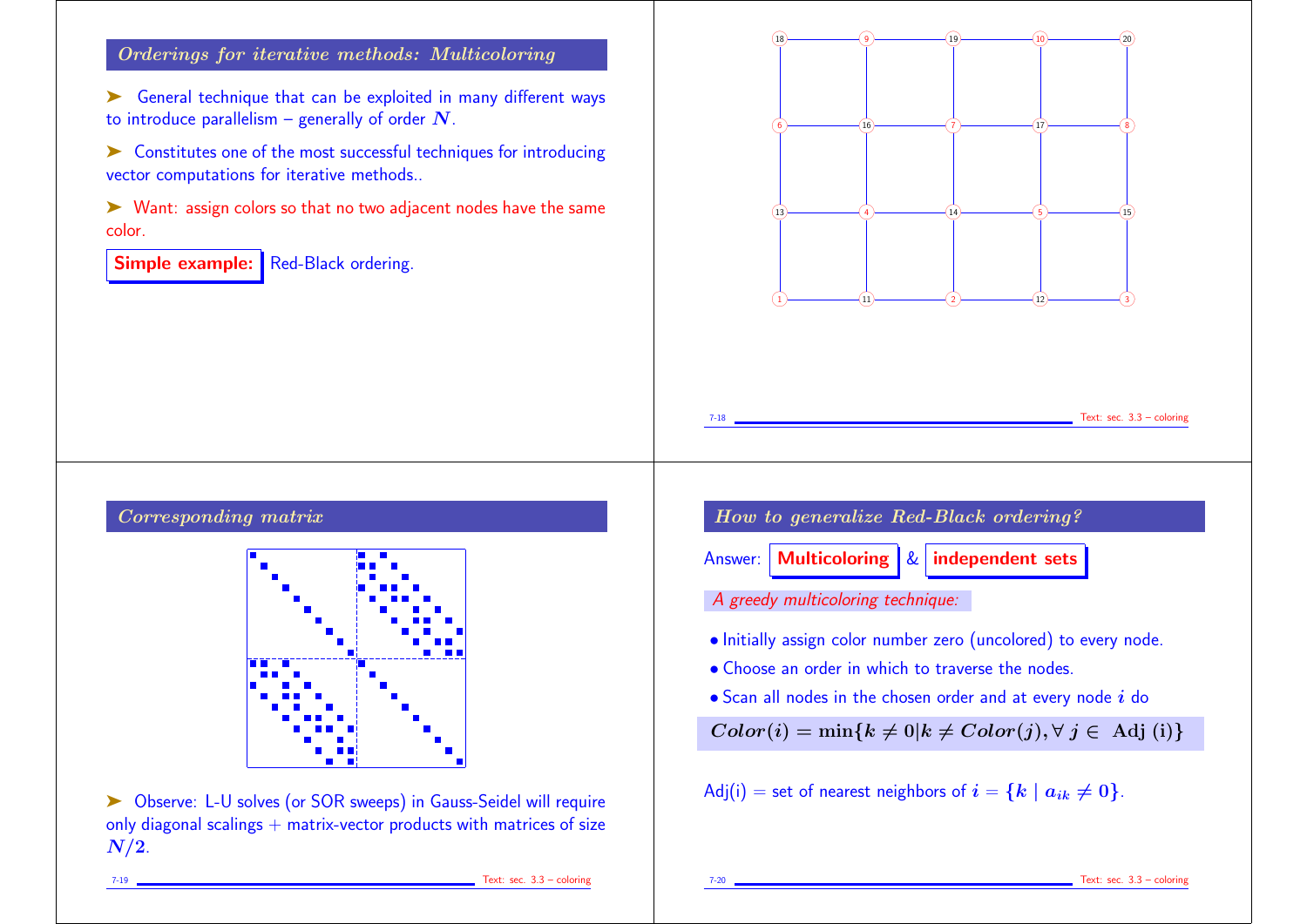## Orderings for iterative methods: Multicoloring

➤ General technique that can be exploited in many different ways to introduce parallelism – generally of order $N$.

➤ Constitutes one of the most successful techniques for introducing vector computations for iterative methods..

➤ Want: assign colors so that no two adjacent nodes have the same color.

**Simple example:** Red-Black ordering.

## Corresponding matrix

➤ Observe: L-U solves (or SOR sweeps) in Gauss-Seidel will require only diagonal scalings + matrix-vector products with matrices of size $N/2$.

## How to generalize Red-Black ordering?

Answer: **Multicoloring** & **independent sets**

*A greedy multicoloring technique:*

- Initially assign color number zero (uncolored) to every node.
- Choose an order in which to traverse the nodes.
- Scan all nodes in the chosen order and at every node $i$ do

$$Color(i) = \min\{k \neq 0 | k \neq Color(j), \forall\, j \in \text{ Adj (i)}\}$$

Adj(i) = set of nearest neighbors of $i = \{k \mid a_{ik} \neq 0\}$.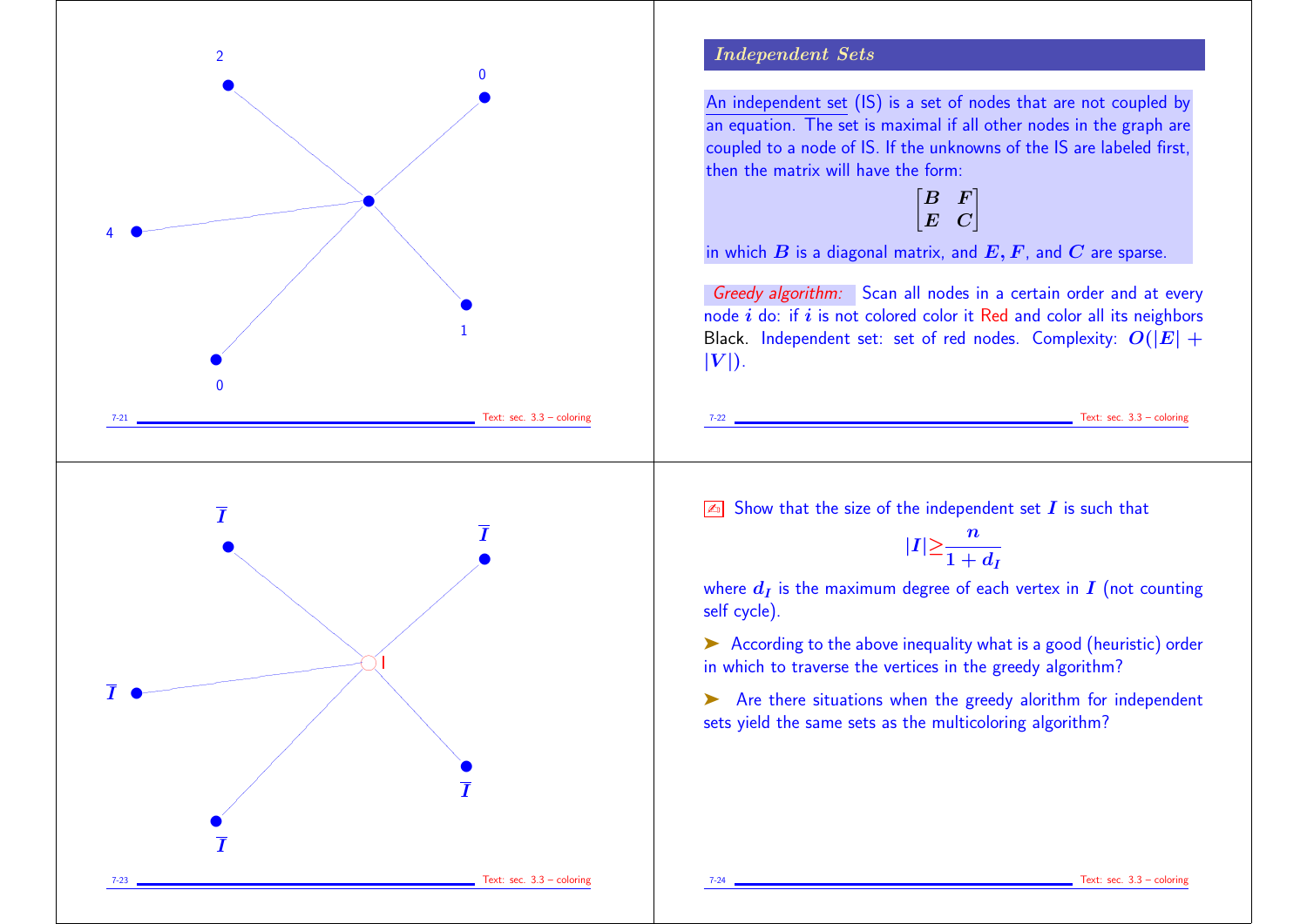2

0

4

1

0

## Independent Sets

An independent set (IS) is a set of nodes that are not coupled by an equation. The set is maximal if all other nodes in the graph are coupled to a node of IS. If the unknowns of the IS are labeled first, then the matrix will have the form:

$$\begin{bmatrix} B & F \\ E & C \end{bmatrix}$$

in which $B$ is a diagonal matrix, and $E, F$, and $C$ are sparse.

*Greedy algorithm:* Scan all nodes in a certain order and at every node $i$ do: if $i$ is not colored color it Red and color all its neighbors Black. Independent set: set of red nodes. Complexity: $O(|E| + |V|)$.

$\bar{I}$

$\bar{I}$

I

$\bar{I}$

$\bar{I}$

$\bar{I}$

Show that the size of the independent set $I$ is such that

$$|I| \geq \frac{n}{1 + d_I}$$

where $d_I$ is the maximum degree of each vertex in $I$ (not counting self cycle).

➤ According to the above inequality what is a good (heuristic) order in which to traverse the vertices in the greedy algorithm?

➤ Are there situations when the greedy alorithm for independent sets yield the same sets as the multicoloring algorithm?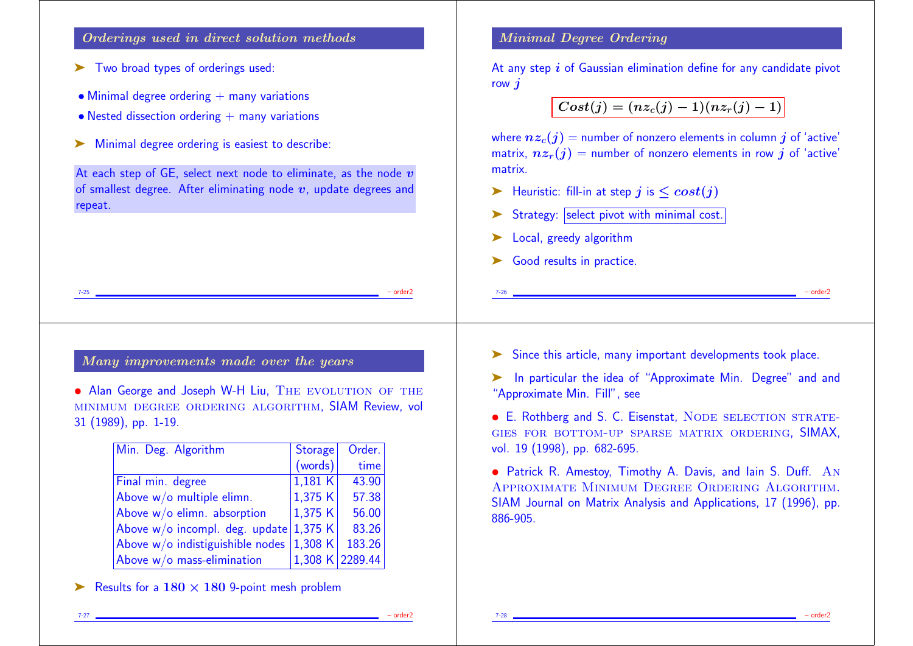## Orderings used in direct solution methods

➤ Two broad types of orderings used:

- Minimal degree ordering + many variations
- Nested dissection ordering + many variations

➤ Minimal degree ordering is easiest to describe:

At each step of GE, select next node to eliminate, as the node $v$ of smallest degree. After eliminating node $v$, update degrees and repeat.

## Minimal Degree Ordering

At any step $i$ of Gaussian elimination define for any candidate pivot row $j$

$$Cost(j) = (nz_c(j) - 1)(nz_r(j) - 1)$$

where $nz_c(j)$ = number of nonzero elements in column $j$ of 'active' matrix, $nz_r(j)$ = number of nonzero elements in row $j$ of 'active' matrix.

➤ Heuristic: fill-in at step $j$ is $\leq cost(j)$

➤ Strategy: select pivot with minimal cost.

➤ Local, greedy algorithm

➤ Good results in practice.

## Many improvements made over the years

- Alan George and Joseph W-H Liu, The evolution of the minimum degree ordering algorithm, SIAM Review, vol 31 (1989), pp. 1-19.

| Min. Deg. Algorithm | Storage (words) | Order. time |
|---|---|---|
| Final min. degree | 1,181 K | 43.90 |
| Above w/o multiple elimn. | 1,375 K | 57.38 |
| Above w/o elimn. absorption | 1,375 K | 56.00 |
| Above w/o incompl. deg. update | 1,375 K | 83.26 |
| Above w/o indistiguishible nodes | 1,308 K | 183.26 |
| Above w/o mass-elimination | 1,308 K | 2289.44 |

➤ Results for a $180 \times 180$ 9-point mesh problem

➤ Since this article, many important developments took place.

➤ In particular the idea of "Approximate Min. Degree" and and "Approximate Min. Fill", see

- E. Rothberg and S. C. Eisenstat, Node selection strategies for bottom-up sparse matrix ordering, SIMAX, vol. 19 (1998), pp. 682-695.

- Patrick R. Amestoy, Timothy A. Davis, and Iain S. Duff. An Approximate Minimum Degree Ordering Algorithm. SIAM Journal on Matrix Analysis and Applications, 17 (1996), pp. 886-905.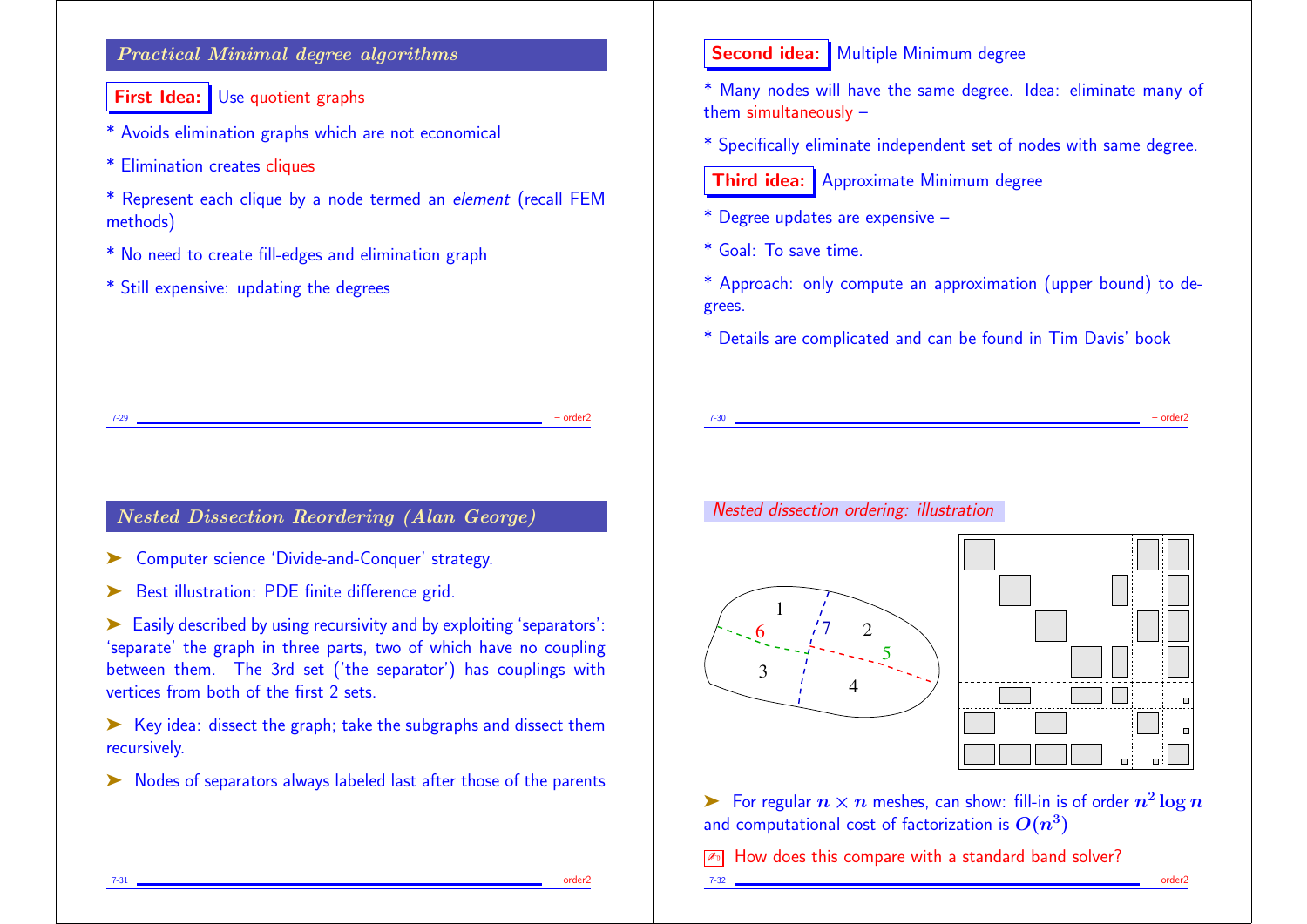## Practical Minimal degree algorithms

**First Idea:** Use quotient graphs

* Avoids elimination graphs which are not economical

* Elimination creates cliques

* Represent each clique by a node termed an *element* (recall FEM methods)

* No need to create fill-edges and elimination graph

* Still expensive: updating the degrees

**Second idea:** Multiple Minimum degree

* Many nodes will have the same degree. Idea: eliminate many of them simultaneously –

* Specifically eliminate independent set of nodes with same degree.

**Third idea:** Approximate Minimum degree

* Degree updates are expensive –

* Goal: To save time.

* Approach: only compute an approximation (upper bound) to degrees.

* Details are complicated and can be found in Tim Davis' book

## Nested Dissection Reordering (Alan George)

➤ Computer science 'Divide-and-Conquer' strategy.

➤ Best illustration: PDE finite difference grid.

➤ Easily described by using recursivity and by exploiting 'separators': 'separate' the graph in three parts, two of which have no coupling between them. The 3rd set ('the separator') has couplings with vertices from both of the first 2 sets.

➤ Key idea: dissect the graph; take the subgraphs and dissect them recursively.

➤ Nodes of separators always labeled last after those of the parents

## Nested dissection ordering: illustration

➤ For regular $n \times n$ meshes, can show: fill-in is of order $n^2 \log n$ and computational cost of factorization is $O(n^3)$

✍ How does this compare with a standard band solver?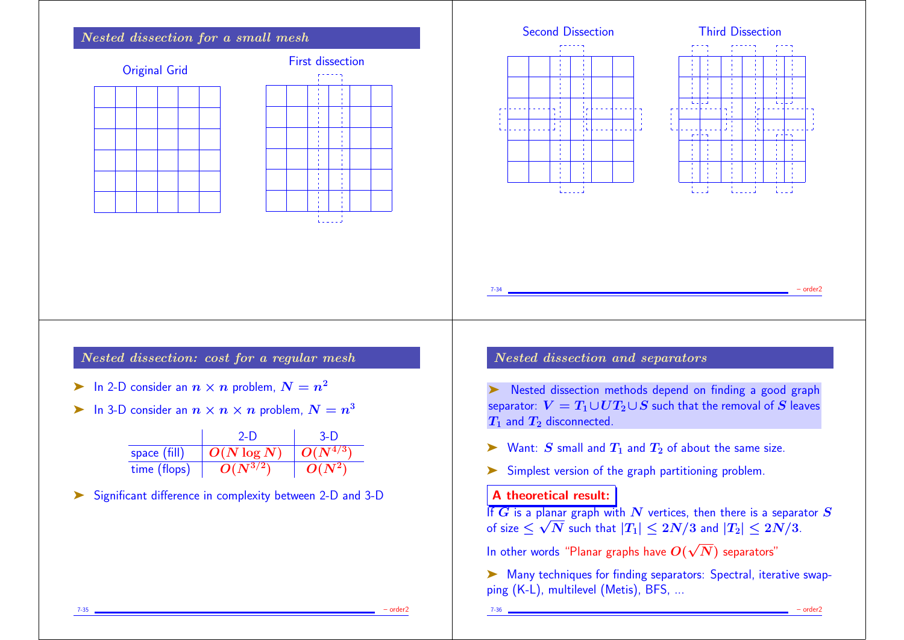## *Nested dissection for a small mesh*

Original Grid

First dissection

Second Dissection

Third Dissection

## *Nested dissection: cost for a regular mesh*

- In 2-D consider an $n \times n$ problem, $N = n^2$
- In 3-D consider an $n \times n \times n$ problem, $N = n^3$

| | 2-D | 3-D |
|---|---|---|
| space (fill) | $O(N \log N)$ | $O(N^{4/3})$ |
| time (flops) | $O(N^{3/2})$ | $O(N^2)$ |

- Significant difference in complexity between 2-D and 3-D

## *Nested dissection and separators*

- Nested dissection methods depend on finding a good graph separator: $V = T_1 \cup U T_2 \cup S$ such that the removal of $S$ leaves $T_1$ and $T_2$ disconnected.
- Want: $S$ small and $T_1$ and $T_2$ of about the same size.
- Simplest version of the graph partitioning problem.

**A theoretical result:**

If $G$ is a planar graph with $N$ vertices, then there is a separator $S$ of size $\leq \sqrt{N}$ such that $|T_1| \leq 2N/3$ and $|T_2| \leq 2N/3$.

In other words "Planar graphs have $O(\sqrt{N})$ separators"

- Many techniques for finding separators: Spectral, iterative swapping (K-L), multilevel (Metis), BFS, ...